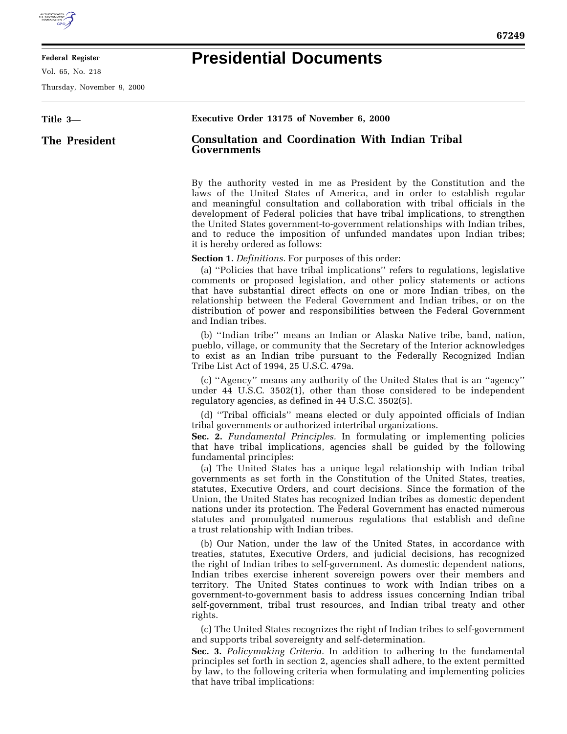# Presidential Documents

**Title 3—**

**The President**

**Executive Order 13175 of November 6, 2000**

## Consultation and Coordination With Indian Tribal Governments

By the authority vested in me as President by the Constitution and the laws of the United States of America, and in order to establish regular and meaningful consultation and collaboration with tribal officials in the development of Federal policies that have tribal implications, to strengthen the United States government-to-government relationships with Indian tribes, and to reduce the imposition of unfunded mandates upon Indian tribes; it is hereby ordered as follows:

**Section 1.** *Definitions.* For purposes of this order:

(a) ''Policies that have tribal implications'' refers to regulations, legislative comments or proposed legislation, and other policy statements or actions that have substantial direct effects on one or more Indian tribes, on the relationship between the Federal Government and Indian tribes, or on the distribution of power and responsibilities between the Federal Government and Indian tribes.

(b) ''Indian tribe'' means an Indian or Alaska Native tribe, band, nation, pueblo, village, or community that the Secretary of the Interior acknowledges to exist as an Indian tribe pursuant to the Federally Recognized Indian Tribe List Act of 1994, 25 U.S.C. 479a.

(c) ''Agency'' means any authority of the United States that is an ''agency'' under 44 U.S.C. 3502(1), other than those considered to be independent regulatory agencies, as defined in 44 U.S.C. 3502(5).

(d) ''Tribal officials'' means elected or duly appointed officials of Indian tribal governments or authorized intertribal organizations.

**Sec. 2.** *Fundamental Principles.* In formulating or implementing policies that have tribal implications, agencies shall be guided by the following fundamental principles:

(a) The United States has a unique legal relationship with Indian tribal governments as set forth in the Constitution of the United States, treaties, statutes, Executive Orders, and court decisions. Since the formation of the Union, the United States has recognized Indian tribes as domestic dependent nations under its protection. The Federal Government has enacted numerous statutes and promulgated numerous regulations that establish and define a trust relationship with Indian tribes.

(b) Our Nation, under the law of the United States, in accordance with treaties, statutes, Executive Orders, and judicial decisions, has recognized the right of Indian tribes to self-government. As domestic dependent nations, Indian tribes exercise inherent sovereign powers over their members and territory. The United States continues to work with Indian tribes on a government-to-government basis to address issues concerning Indian tribal self-government, tribal trust resources, and Indian tribal treaty and other rights.

(c) The United States recognizes the right of Indian tribes to self-government and supports tribal sovereignty and self-determination.

**Sec. 3.** *Policymaking Criteria.* In addition to adhering to the fundamental principles set forth in section 2, agencies shall adhere, to the extent permitted by law, to the following criteria when formulating and implementing policies that have tribal implications: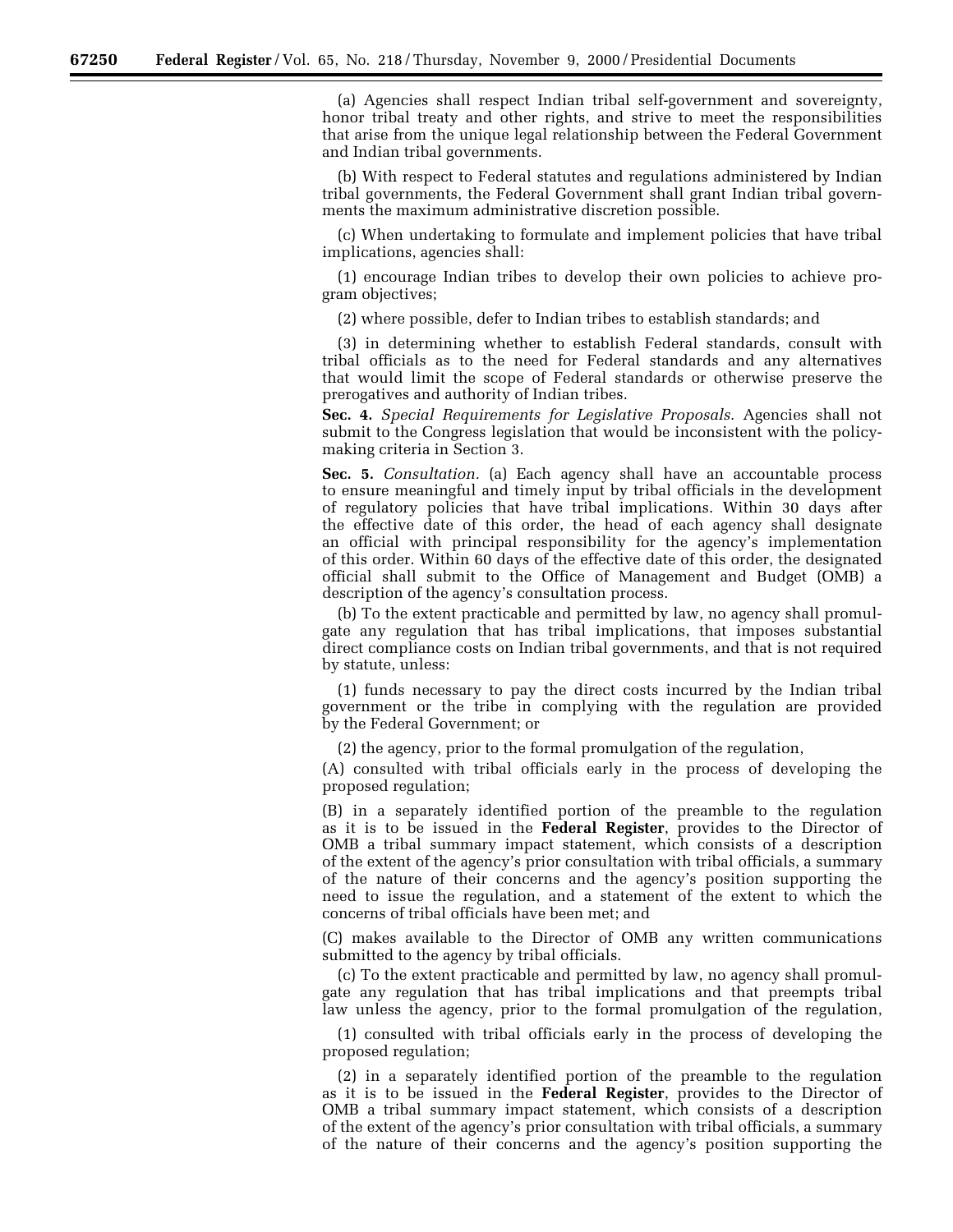(a) Agencies shall respect Indian tribal self-government and sovereignty, honor tribal treaty and other rights, and strive to meet the responsibilities that arise from the unique legal relationship between the Federal Government and Indian tribal governments.

(b) With respect to Federal statutes and regulations administered by Indian tribal governments, the Federal Government shall grant Indian tribal governments the maximum administrative discretion possible.

(c) When undertaking to formulate and implement policies that have tribal implications, agencies shall:

(1) encourage Indian tribes to develop their own policies to achieve program objectives;

(2) where possible, defer to Indian tribes to establish standards; and

(3) in determining whether to establish Federal standards, consult with tribal officials as to the need for Federal standards and any alternatives that would limit the scope of Federal standards or otherwise preserve the prerogatives and authority of Indian tribes.

**Sec. 4.** *Special Requirements for Legislative Proposals.* Agencies shall not submit to the Congress legislation that would be inconsistent with the policymaking criteria in Section 3.

**Sec. 5.** *Consultation.* (a) Each agency shall have an accountable process to ensure meaningful and timely input by tribal officials in the development of regulatory policies that have tribal implications. Within 30 days after the effective date of this order, the head of each agency shall designate an official with principal responsibility for the agency's implementation of this order. Within 60 days of the effective date of this order, the designated official shall submit to the Office of Management and Budget (OMB) a description of the agency's consultation process.

(b) To the extent practicable and permitted by law, no agency shall promulgate any regulation that has tribal implications, that imposes substantial direct compliance costs on Indian tribal governments, and that is not required by statute, unless:

(1) funds necessary to pay the direct costs incurred by the Indian tribal government or the tribe in complying with the regulation are provided by the Federal Government; or

(2) the agency, prior to the formal promulgation of the regulation,

(A) consulted with tribal officials early in the process of developing the proposed regulation;

(B) in a separately identified portion of the preamble to the regulation as it is to be issued in the **Federal Register**, provides to the Director of OMB a tribal summary impact statement, which consists of a description of the extent of the agency's prior consultation with tribal officials, a summary of the nature of their concerns and the agency's position supporting the need to issue the regulation, and a statement of the extent to which the concerns of tribal officials have been met; and

(C) makes available to the Director of OMB any written communications submitted to the agency by tribal officials.

(c) To the extent practicable and permitted by law, no agency shall promulgate any regulation that has tribal implications and that preempts tribal law unless the agency, prior to the formal promulgation of the regulation,

(1) consulted with tribal officials early in the process of developing the proposed regulation;

(2) in a separately identified portion of the preamble to the regulation as it is to be issued in the **Federal Register**, provides to the Director of OMB a tribal summary impact statement, which consists of a description of the extent of the agency's prior consultation with tribal officials, a summary of the nature of their concerns and the agency's position supporting the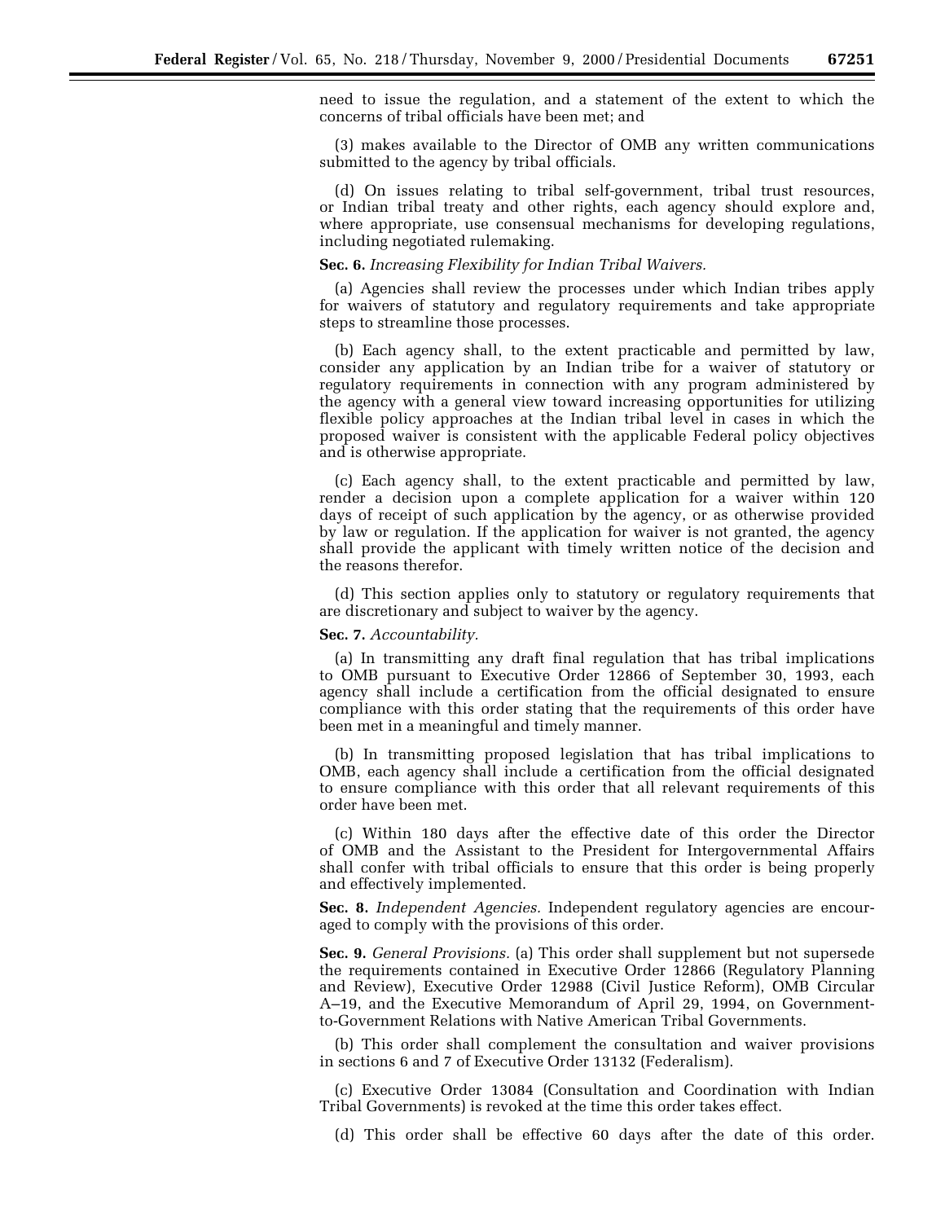need to issue the regulation, and a statement of the extent to which the concerns of tribal officials have been met; and

(3) makes available to the Director of OMB any written communications submitted to the agency by tribal officials.

(d) On issues relating to tribal self-government, tribal trust resources, or Indian tribal treaty and other rights, each agency should explore and, where appropriate, use consensual mechanisms for developing regulations, including negotiated rulemaking.

**Sec. 6.** *Increasing Flexibility for Indian Tribal Waivers.*

(a) Agencies shall review the processes under which Indian tribes apply for waivers of statutory and regulatory requirements and take appropriate steps to streamline those processes.

(b) Each agency shall, to the extent practicable and permitted by law, consider any application by an Indian tribe for a waiver of statutory or regulatory requirements in connection with any program administered by the agency with a general view toward increasing opportunities for utilizing flexible policy approaches at the Indian tribal level in cases in which the proposed waiver is consistent with the applicable Federal policy objectives and is otherwise appropriate.

(c) Each agency shall, to the extent practicable and permitted by law, render a decision upon a complete application for a waiver within 120 days of receipt of such application by the agency, or as otherwise provided by law or regulation. If the application for waiver is not granted, the agency shall provide the applicant with timely written notice of the decision and the reasons therefor.

(d) This section applies only to statutory or regulatory requirements that are discretionary and subject to waiver by the agency.

**Sec. 7.** *Accountability.*

(a) In transmitting any draft final regulation that has tribal implications to OMB pursuant to Executive Order 12866 of September 30, 1993, each agency shall include a certification from the official designated to ensure compliance with this order stating that the requirements of this order have been met in a meaningful and timely manner.

(b) In transmitting proposed legislation that has tribal implications to OMB, each agency shall include a certification from the official designated to ensure compliance with this order that all relevant requirements of this order have been met.

(c) Within 180 days after the effective date of this order the Director of OMB and the Assistant to the President for Intergovernmental Affairs shall confer with tribal officials to ensure that this order is being properly and effectively implemented.

**Sec. 8.** *Independent Agencies.* Independent regulatory agencies are encouraged to comply with the provisions of this order.

**Sec. 9.** *General Provisions.* (a) This order shall supplement but not supersede the requirements contained in Executive Order 12866 (Regulatory Planning and Review), Executive Order 12988 (Civil Justice Reform), OMB Circular A–19, and the Executive Memorandum of April 29, 1994, on Government-to-Government Relations with Native American Tribal Governments.

(b) This order shall complement the consultation and waiver provisions in sections 6 and 7 of Executive Order 13132 (Federalism).

(c) Executive Order 13084 (Consultation and Coordination with Indian Tribal Governments) is revoked at the time this order takes effect.

(d) This order shall be effective 60 days after the date of this order.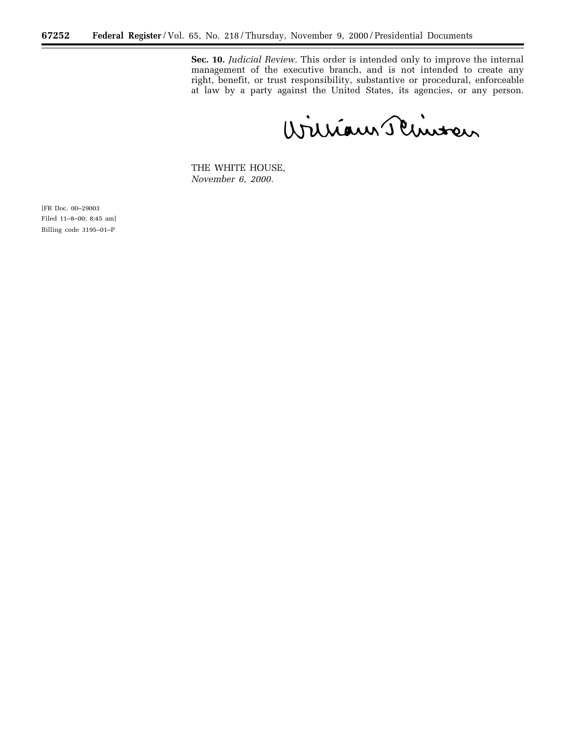**Sec. 10.** *Judicial Review.* This order is intended only to improve the internal management of the executive branch, and is not intended to create any right, benefit, or trust responsibility, substantive or procedural, enforceable at law by a party against the United States, its agencies, or any person.

THE WHITE HOUSE,
*November 6, 2000.*

[FR Doc. 00–29003
Filed 11–8–00; 8:45 am]
Billing code 3195–01–P